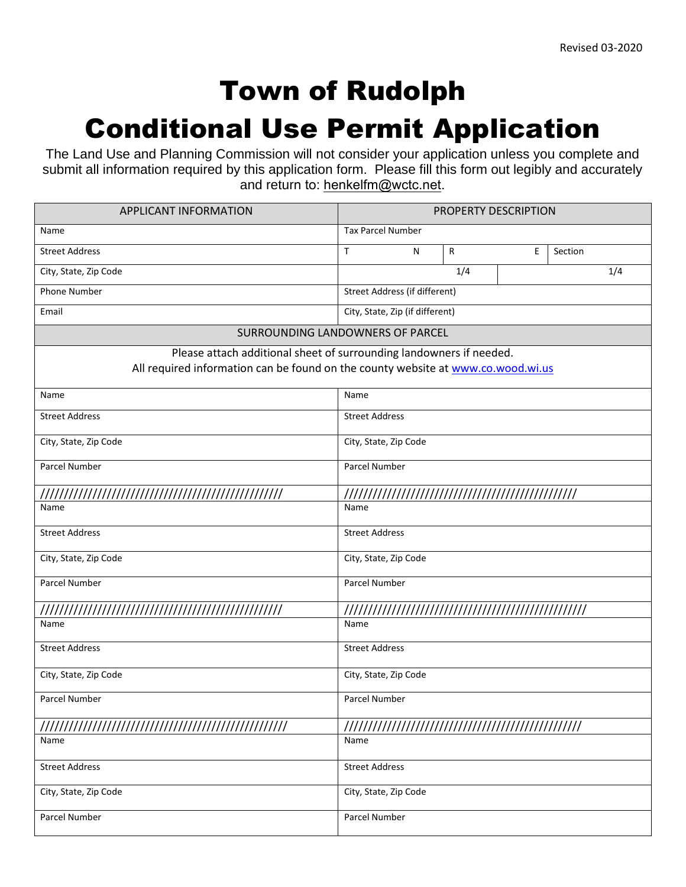Revised 03-2020

# Town of Rudolph

# Conditional Use Permit Application

The Land Use and Planning Commission will not consider your application unless you complete and submit all information required by this application form. Please fill this form out legibly and accurately and return to: henkelfm@wctc.net.

| APPLICANT INFORMATION | PROPERTY DESCRIPTION | | | | |
|---|---|---|---|---|---|
| Name | Tax Parcel Number | | | | |
| Street Address | T | N | R | E | Section |
| City, State, Zip Code | | 1/4 | | 1/4 | |
| Phone Number | Street Address (if different) | | | | |
| Email | City, State, Zip (if different) | | | | |

## SURROUNDING LANDOWNERS OF PARCEL

Please attach additional sheet of surrounding landowners if needed.
All required information can be found on the county website at www.co.wood.wi.us

| | |
|---|---|
| Name | Name |
| Street Address | Street Address |
| City, State, Zip Code | City, State, Zip Code |
| Parcel Number | Parcel Number |
| ////////////////////////////////////////////////// | ////////////////////////////////////////////////// |
| Name | Name |
| Street Address | Street Address |
| City, State, Zip Code | City, State, Zip Code |
| Parcel Number | Parcel Number |
| ////////////////////////////////////////////////// | ////////////////////////////////////////////////// |
| Name | Name |
| Street Address | Street Address |
| City, State, Zip Code | City, State, Zip Code |
| Parcel Number | Parcel Number |
| ////////////////////////////////////////////////// | ////////////////////////////////////////////////// |
| Name | Name |
| Street Address | Street Address |
| City, State, Zip Code | City, State, Zip Code |
| Parcel Number | Parcel Number |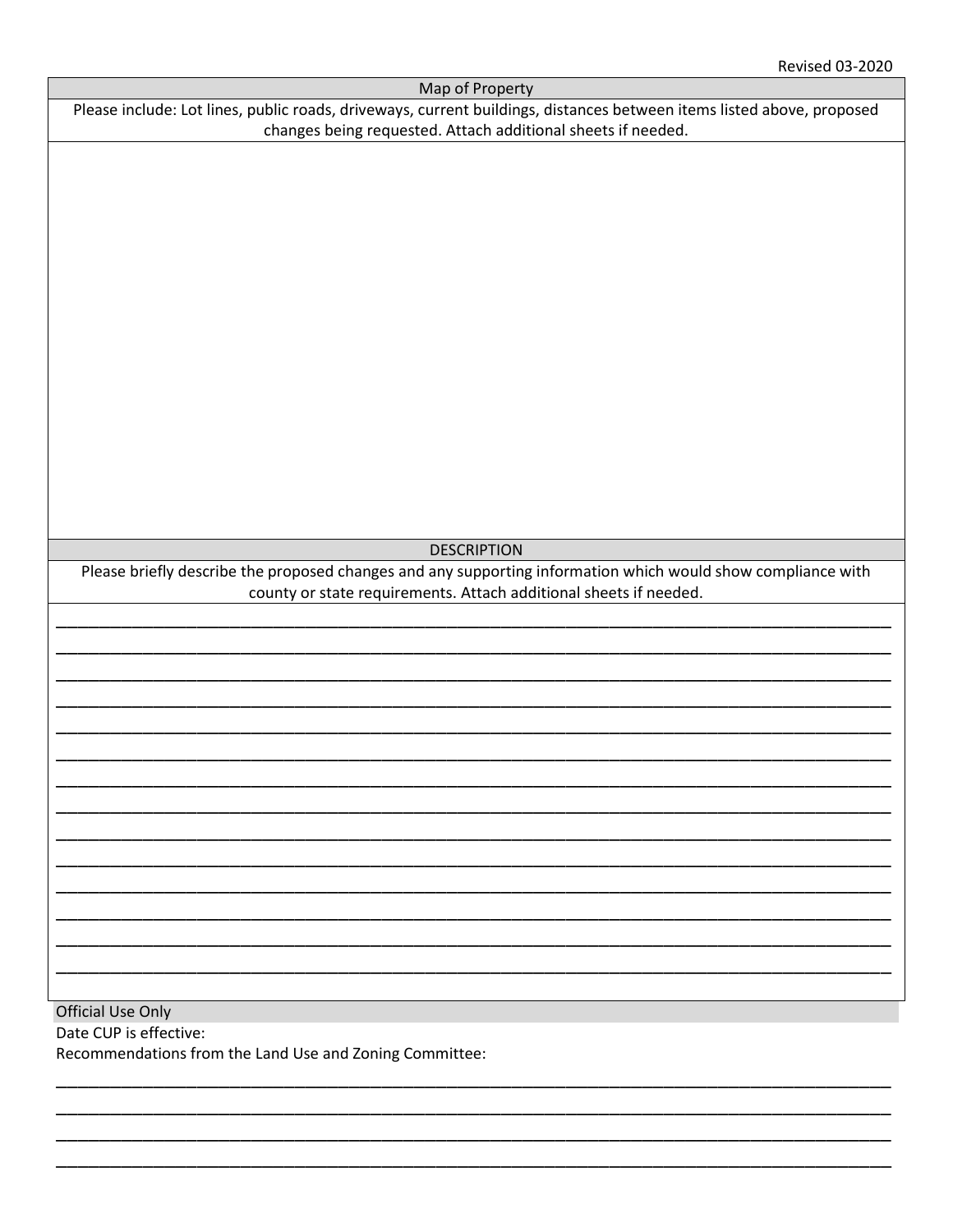Revised 03-2020

## Map of Property

Please include: Lot lines, public roads, driveways, current buildings, distances between items listed above, proposed changes being requested. Attach additional sheets if needed.

## DESCRIPTION

Please briefly describe the proposed changes and any supporting information which would show compliance with county or state requirements. Attach additional sheets if needed.

______________________________________________________________________________

______________________________________________________________________________

______________________________________________________________________________

______________________________________________________________________________

______________________________________________________________________________

______________________________________________________________________________

______________________________________________________________________________

______________________________________________________________________________

______________________________________________________________________________

______________________________________________________________________________

______________________________________________________________________________

______________________________________________________________________________

______________________________________________________________________________

______________________________________________________________________________

Official Use Only

Date CUP is effective:

Recommendations from the Land Use and Zoning Committee:

______________________________________________________________________________

______________________________________________________________________________

______________________________________________________________________________

______________________________________________________________________________